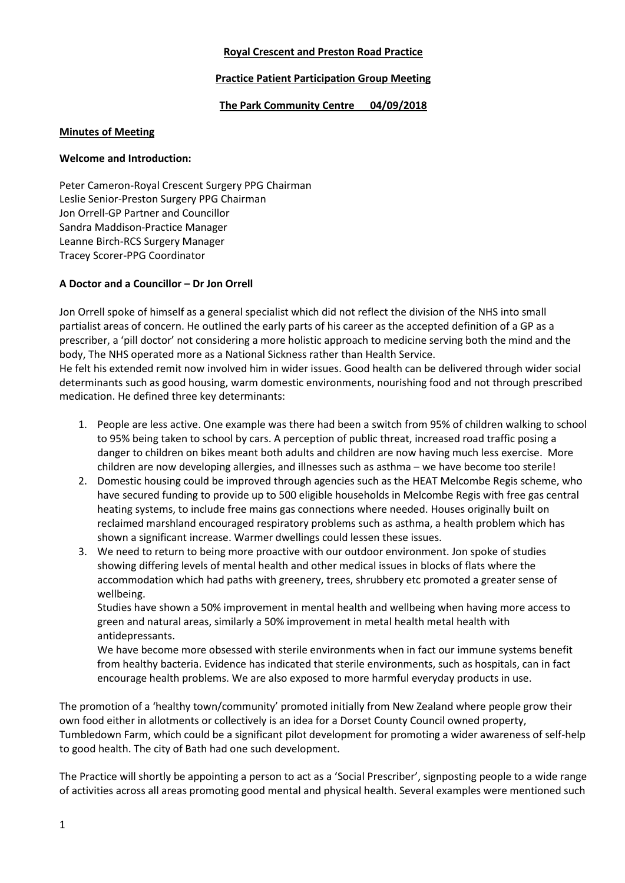**Royal Crescent and Preston Road Practice**

**Practice Patient Participation Group Meeting**

**The Park Community Centre 04/09/2018**

**Minutes of Meeting**

**Welcome and Introduction:**

Peter Cameron-Royal Crescent Surgery PPG Chairman
Leslie Senior-Preston Surgery PPG Chairman
Jon Orrell-GP Partner and Councillor
Sandra Maddison-Practice Manager
Leanne Birch-RCS Surgery Manager
Tracey Scorer-PPG Coordinator

**A Doctor and a Councillor – Dr Jon Orrell**

Jon Orrell spoke of himself as a general specialist which did not reflect the division of the NHS into small partialist areas of concern. He outlined the early parts of his career as the accepted definition of a GP as a prescriber, a 'pill doctor' not considering a more holistic approach to medicine serving both the mind and the body, The NHS operated more as a National Sickness rather than Health Service.
He felt his extended remit now involved him in wider issues. Good health can be delivered through wider social determinants such as good housing, warm domestic environments, nourishing food and not through prescribed medication. He defined three key determinants:

1. People are less active. One example was there had been a switch from 95% of children walking to school to 95% being taken to school by cars. A perception of public threat, increased road traffic posing a danger to children on bikes meant both adults and children are now having much less exercise. More children are now developing allergies, and illnesses such as asthma – we have become too sterile!
2. Domestic housing could be improved through agencies such as the HEAT Melcombe Regis scheme, who have secured funding to provide up to 500 eligible households in Melcombe Regis with free gas central heating systems, to include free mains gas connections where needed. Houses originally built on reclaimed marshland encouraged respiratory problems such as asthma, a health problem which has shown a significant increase. Warmer dwellings could lessen these issues.
3. We need to return to being more proactive with our outdoor environment. Jon spoke of studies showing differing levels of mental health and other medical issues in blocks of flats where the accommodation which had paths with greenery, trees, shrubbery etc promoted a greater sense of wellbeing.
   Studies have shown a 50% improvement in mental health and wellbeing when having more access to green and natural areas, similarly a 50% improvement in metal health metal health with antidepressants.
   We have become more obsessed with sterile environments when in fact our immune systems benefit from healthy bacteria. Evidence has indicated that sterile environments, such as hospitals, can in fact encourage health problems. We are also exposed to more harmful everyday products in use.

The promotion of a 'healthy town/community' promoted initially from New Zealand where people grow their own food either in allotments or collectively is an idea for a Dorset County Council owned property, Tumbledown Farm, which could be a significant pilot development for promoting a wider awareness of self-help to good health. The city of Bath had one such development.

The Practice will shortly be appointing a person to act as a 'Social Prescriber', signposting people to a wide range of activities across all areas promoting good mental and physical health. Several examples were mentioned such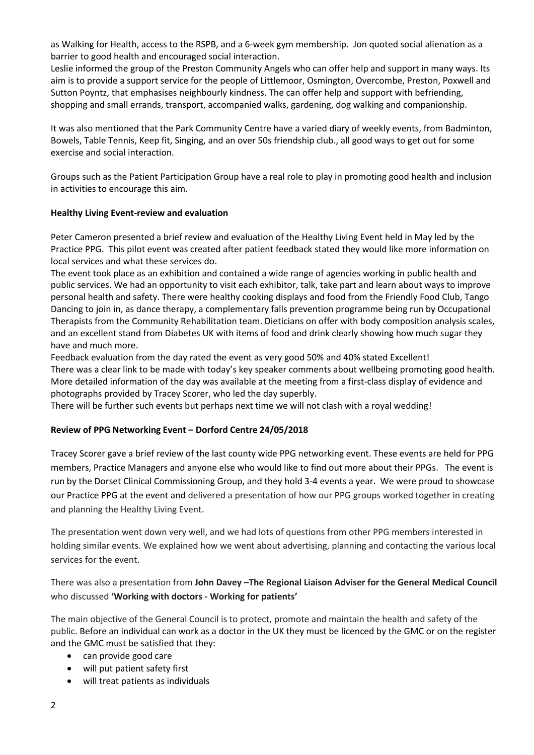as Walking for Health, access to the RSPB, and a 6-week gym membership. Jon quoted social alienation as a barrier to good health and encouraged social interaction.
Leslie informed the group of the Preston Community Angels who can offer help and support in many ways. Its aim is to provide a support service for the people of Littlemoor, Osmington, Overcombe, Preston, Poxwell and Sutton Poyntz, that emphasises neighbourly kindness. The can offer help and support with befriending, shopping and small errands, transport, accompanied walks, gardening, dog walking and companionship.

It was also mentioned that the Park Community Centre have a varied diary of weekly events, from Badminton, Bowels, Table Tennis, Keep fit, Singing, and an over 50s friendship club., all good ways to get out for some exercise and social interaction.

Groups such as the Patient Participation Group have a real role to play in promoting good health and inclusion in activities to encourage this aim.

**Healthy Living Event-review and evaluation**

Peter Cameron presented a brief review and evaluation of the Healthy Living Event held in May led by the Practice PPG. This pilot event was created after patient feedback stated they would like more information on local services and what these services do.
The event took place as an exhibition and contained a wide range of agencies working in public health and public services. We had an opportunity to visit each exhibitor, talk, take part and learn about ways to improve personal health and safety. There were healthy cooking displays and food from the Friendly Food Club, Tango Dancing to join in, as dance therapy, a complementary falls prevention programme being run by Occupational Therapists from the Community Rehabilitation team. Dieticians on offer with body composition analysis scales, and an excellent stand from Diabetes UK with items of food and drink clearly showing how much sugar they have and much more.
Feedback evaluation from the day rated the event as very good 50% and 40% stated Excellent!
There was a clear link to be made with today's key speaker comments about wellbeing promoting good health. More detailed information of the day was available at the meeting from a first-class display of evidence and photographs provided by Tracey Scorer, who led the day superbly.
There will be further such events but perhaps next time we will not clash with a royal wedding!

**Review of PPG Networking Event – Dorford Centre 24/05/2018**

Tracey Scorer gave a brief review of the last county wide PPG networking event. These events are held for PPG members, Practice Managers and anyone else who would like to find out more about their PPGs. The event is run by the Dorset Clinical Commissioning Group, and they hold 3-4 events a year. We were proud to showcase our Practice PPG at the event and delivered a presentation of how our PPG groups worked together in creating and planning the Healthy Living Event.

The presentation went down very well, and we had lots of questions from other PPG members interested in holding similar events. We explained how we went about advertising, planning and contacting the various local services for the event.

There was also a presentation from **John Davey –The Regional Liaison Adviser for the General Medical Council** who discussed **'Working with doctors - Working for patients'**

The main objective of the General Council is to protect, promote and maintain the health and safety of the public. Before an individual can work as a doctor in the UK they must be licenced by the GMC or on the register and the GMC must be satisfied that they:

- can provide good care
- will put patient safety first
- will treat patients as individuals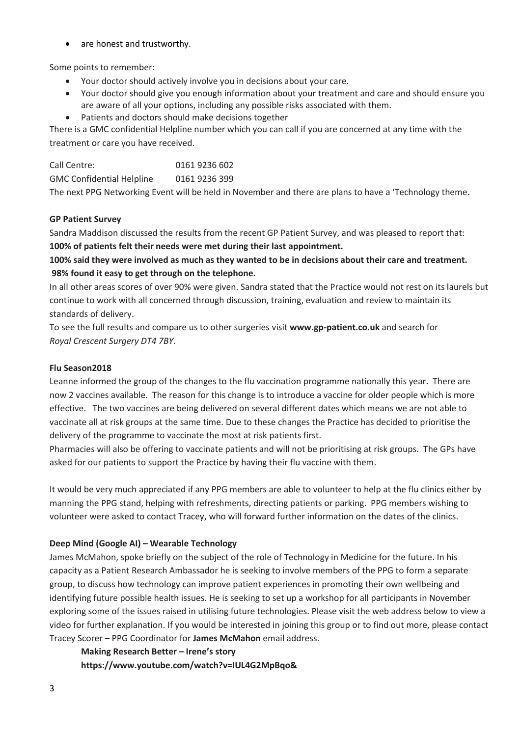- are honest and trustworthy.

Some points to remember:

- Your doctor should actively involve you in decisions about your care.
- Your doctor should give you enough information about your treatment and care and should ensure you are aware of all your options, including any possible risks associated with them.
- Patients and doctors should make decisions together

There is a GMC confidential Helpline number which you can call if you are concerned at any time with the treatment or care you have received.

Call Centre: 0161 9236 602
GMC Confidential Helpline 0161 9236 399

The next PPG Networking Event will be held in November and there are plans to have a 'Technology theme.

**GP Patient Survey**

Sandra Maddison discussed the results from the recent GP Patient Survey, and was pleased to report that:
**100% of patients felt their needs were met during their last appointment.**
**100% said they were involved as much as they wanted to be in decisions about their care and treatment.**
**98% found it easy to get through on the telephone.**

In all other areas scores of over 90% were given. Sandra stated that the Practice would not rest on its laurels but continue to work with all concerned through discussion, training, evaluation and review to maintain its standards of delivery.

To see the full results and compare us to other surgeries visit **www.gp-patient.co.uk** and search for *Royal Crescent Surgery DT4 7BY*.

**Flu Season2018**

Leanne informed the group of the changes to the flu vaccination programme nationally this year. There are now 2 vaccines available. The reason for this change is to introduce a vaccine for older people which is more effective. The two vaccines are being delivered on several different dates which means we are not able to vaccinate all at risk groups at the same time. Due to these changes the Practice has decided to prioritise the delivery of the programme to vaccinate the most at risk patients first.

Pharmacies will also be offering to vaccinate patients and will not be prioritising at risk groups. The GPs have asked for our patients to support the Practice by having their flu vaccine with them.

It would be very much appreciated if any PPG members are able to volunteer to help at the flu clinics either by manning the PPG stand, helping with refreshments, directing patients or parking. PPG members wishing to volunteer were asked to contact Tracey, who will forward further information on the dates of the clinics.

**Deep Mind (Google AI) – Wearable Technology**

James McMahon, spoke briefly on the subject of the role of Technology in Medicine for the future. In his capacity as a Patient Research Ambassador he is seeking to involve members of the PPG to form a separate group, to discuss how technology can improve patient experiences in promoting their own wellbeing and identifying future possible health issues. He is seeking to set up a workshop for all participants in November exploring some of the issues raised in utilising future technologies. Please visit the web address below to view a video for further explanation. If you would be interested in joining this group or to find out more, please contact Tracey Scorer – PPG Coordinator for **James McMahon** email address.

**Making Research Better – Irene's story**
**https://www.youtube.com/watch?v=IUL4G2MpBqo&**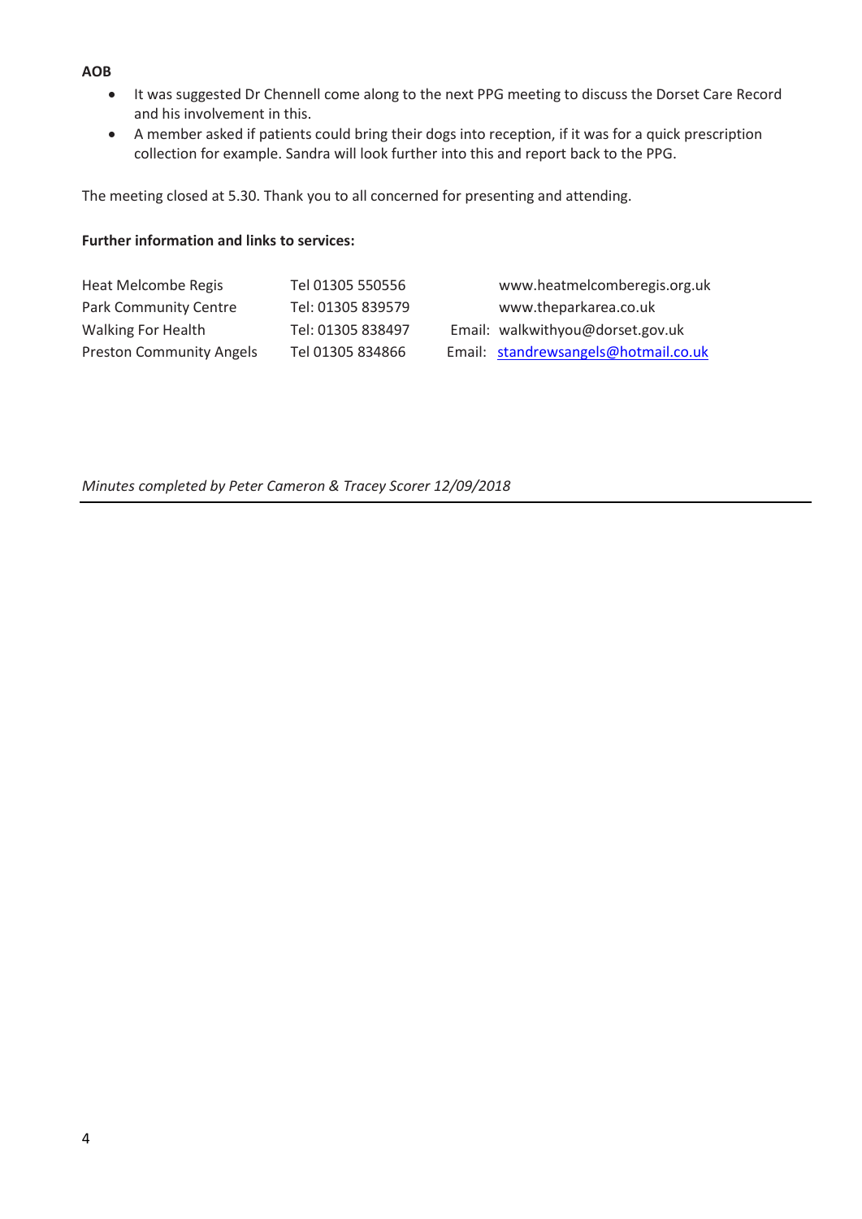**AOB**

- It was suggested Dr Chennell come along to the next PPG meeting to discuss the Dorset Care Record and his involvement in this.
- A member asked if patients could bring their dogs into reception, if it was for a quick prescription collection for example. Sandra will look further into this and report back to the PPG.

The meeting closed at 5.30. Thank you to all concerned for presenting and attending.

**Further information and links to services:**

| | | |
|---|---|---|
| Heat Melcombe Regis | Tel 01305 550556 | www.heatmelcomberegis.org.uk |
| Park Community Centre | Tel: 01305 839579 | www.theparkarea.co.uk |
| Walking For Health | Tel: 01305 838497 | Email: walkwithyou@dorset.gov.uk |
| Preston Community Angels | Tel 01305 834866 | Email: standrewsangels@hotmail.co.uk |

*Minutes completed by Peter Cameron & Tracey Scorer 12/09/2018*